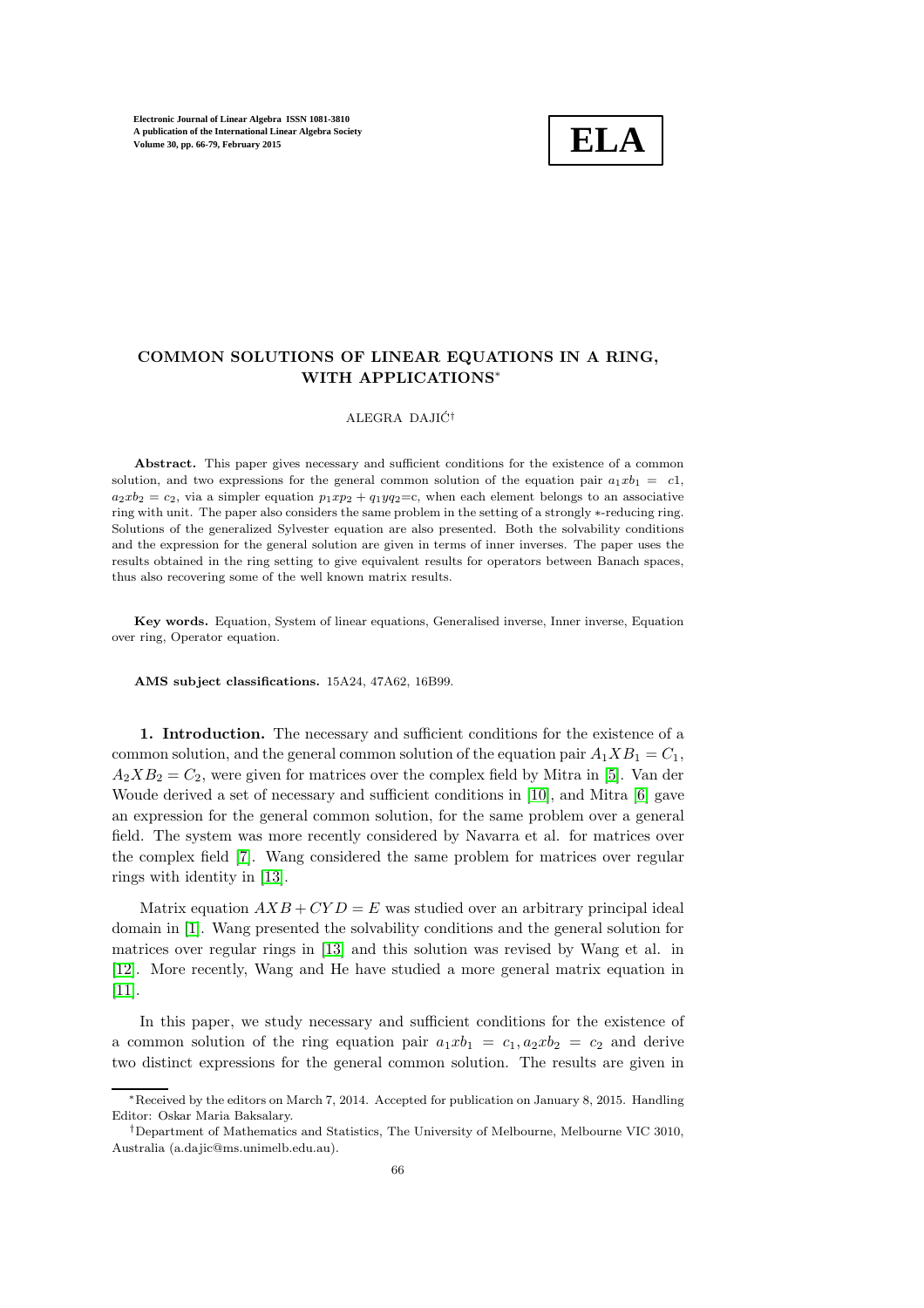# COMMON SOLUTIONS OF LINEAR EQUATIONS IN A RING, WITH APPLICATIONS[*]

ALEGRA DAJIĆ[†]

**Abstract.** This paper gives necessary and sufficient conditions for the existence of a common solution, and two expressions for the general common solution of the equation pair $a_1xb_1 = c1$, $a_2xb_2 = c_2$, via a simpler equation $p_1xp_2 + q_1yq_2$=c, when each element belongs to an associative ring with unit. The paper also considers the same problem in the setting of a strongly ∗-reducing ring. Solutions of the generalized Sylvester equation are also presented. Both the solvability conditions and the expression for the general solution are given in terms of inner inverses. The paper uses the results obtained in the ring setting to give equivalent results for operators between Banach spaces, thus also recovering some of the well known matrix results.

**Key words.** Equation, System of linear equations, Generalised inverse, Inner inverse, Equation over ring, Operator equation.

**AMS subject classifications.** 15A24, 47A62, 16B99.

**1. Introduction.** The necessary and sufficient conditions for the existence of a common solution, and the general common solution of the equation pair $A_1XB_1 = C_1$, $A_2XB_2 = C_2$, were given for matrices over the complex field by Mitra in [5]. Van der Woude derived a set of necessary and sufficient conditions in [10], and Mitra [6] gave an expression for the general common solution, for the same problem over a general field. The system was more recently considered by Navarra et al. for matrices over the complex field [7]. Wang considered the same problem for matrices over regular rings with identity in [13].

Matrix equation $AXB + CYD = E$ was studied over an arbitrary principal ideal domain in [1]. Wang presented the solvability conditions and the general solution for matrices over regular rings in [13] and this solution was revised by Wang et al. in [12]. More recently, Wang and He have studied a more general matrix equation in [11].

In this paper, we study necessary and sufficient conditions for the existence of a common solution of the ring equation pair $a_1xb_1 = c_1, a_2xb_2 = c_2$ and derive two distinct expressions for the general common solution. The results are given in

---

[*]Received by the editors on March 7, 2014. Accepted for publication on January 8, 2015. Handling Editor: Oskar Maria Baksalary.

[†]Department of Mathematics and Statistics, The University of Melbourne, Melbourne VIC 3010, Australia (a.dajic@ms.unimelb.edu.au).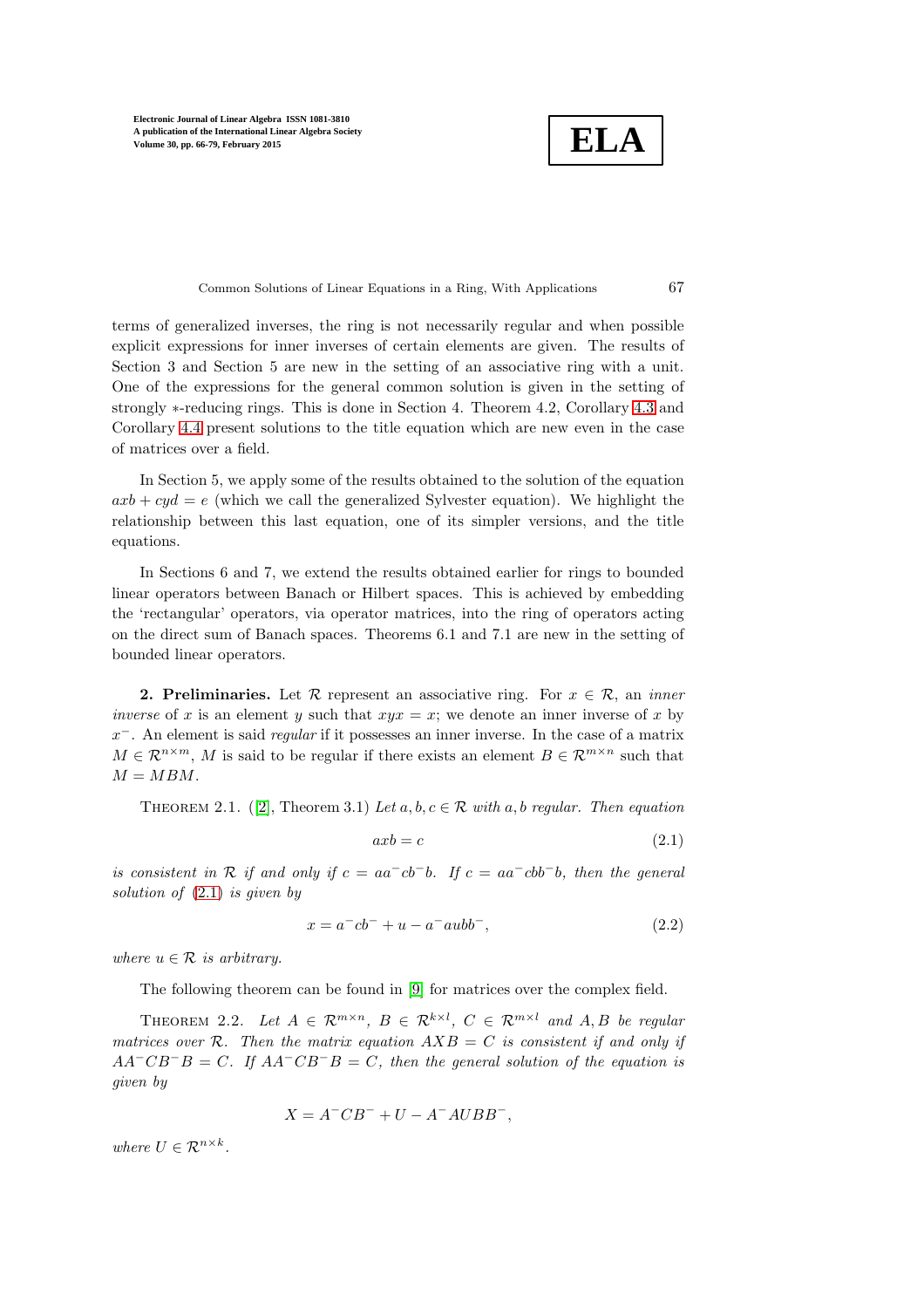terms of generalized inverses, the ring is not necessarily regular and when possible explicit expressions for inner inverses of certain elements are given. The results of Section 3 and Section 5 are new in the setting of an associative ring with a unit. One of the expressions for the general common solution is given in the setting of strongly $*$-reducing rings. This is done in Section 4. Theorem 4.2, Corollary 4.3 and Corollary 4.4 present solutions to the title equation which are new even in the case of matrices over a field.

In Section 5, we apply some of the results obtained to the solution of the equation $axb + cyd = e$ (which we call the generalized Sylvester equation). We highlight the relationship between this last equation, one of its simpler versions, and the title equations.

In Sections 6 and 7, we extend the results obtained earlier for rings to bounded linear operators between Banach or Hilbert spaces. This is achieved by embedding the 'rectangular' operators, via operator matrices, into the ring of operators acting on the direct sum of Banach spaces. Theorems 6.1 and 7.1 are new in the setting of bounded linear operators.

**2. Preliminaries.** Let $\mathcal{R}$ represent an associative ring. For $x \in \mathcal{R}$, an *inner inverse* of $x$ is an element $y$ such that $xyx = x$; we denote an inner inverse of $x$ by $x^-$. An element is said *regular* if it possesses an inner inverse. In the case of a matrix $M \in \mathcal{R}^{n\times m}$, $M$ is said to be regular if there exists an element $B \in \mathcal{R}^{m\times n}$ such that $M = MBM$.

THEOREM 2.1. ([2], Theorem 3.1) *Let $a, b, c \in \mathcal{R}$ with $a, b$ regular. Then equation*

$$axb = c \tag{2.1}$$

*is consistent in $\mathcal{R}$ if and only if $c = aa^-cb^-b$. If $c = aa^-cbb^-b$, then the general solution of (2.1) is given by*

$$x = a^-cb^- + u - a^-aubb^-, \tag{2.2}$$

*where $u \in \mathcal{R}$ is arbitrary.*

The following theorem can be found in [9] for matrices over the complex field.

THEOREM 2.2. *Let $A \in \mathcal{R}^{m\times n}$, $B \in \mathcal{R}^{k\times l}$, $C \in \mathcal{R}^{m\times l}$ and $A, B$ be regular matrices over $\mathcal{R}$. Then the matrix equation $AXB = C$ is consistent if and only if $AA^-CB^-B = C$. If $AA^-CB^-B = C$, then the general solution of the equation is given by*

$$X = A^-CB^- + U - A^-AUBB^-,$$

*where $U \in \mathcal{R}^{n\times k}$.*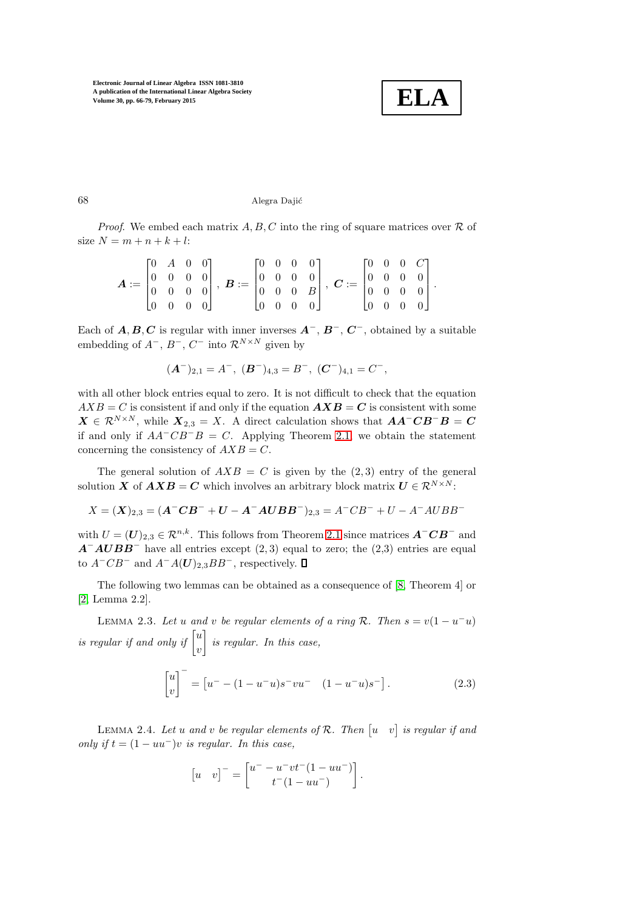*Proof.* We embed each matrix $A, B, C$ into the ring of square matrices over $\mathcal{R}$ of size $N = m + n + k + l$:

$$\boldsymbol{A} := \begin{bmatrix} 0 & A & 0 & 0 \\ 0 & 0 & 0 & 0 \\ 0 & 0 & 0 & 0 \\ 0 & 0 & 0 & 0 \end{bmatrix}, \ \boldsymbol{B} := \begin{bmatrix} 0 & 0 & 0 & 0 \\ 0 & 0 & 0 & 0 \\ 0 & 0 & 0 & B \\ 0 & 0 & 0 & 0 \end{bmatrix}, \ \boldsymbol{C} := \begin{bmatrix} 0 & 0 & 0 & C \\ 0 & 0 & 0 & 0 \\ 0 & 0 & 0 & 0 \\ 0 & 0 & 0 & 0 \end{bmatrix}.$$

Each of $\boldsymbol{A}, \boldsymbol{B}, \boldsymbol{C}$ is regular with inner inverses $\boldsymbol{A}^-$, $\boldsymbol{B}^-$, $\boldsymbol{C}^-$, obtained by a suitable embedding of $A^-$, $B^-$, $C^-$ into $\mathcal{R}^{N \times N}$ given by

$$(\boldsymbol{A}^-)_{2,1} = A^-, \ (\boldsymbol{B}^-)_{4,3} = B^-, \ (\boldsymbol{C}^-)_{4,1} = C^-,$$

with all other block entries equal to zero. It is not difficult to check that the equation $AXB = C$ is consistent if and only if the equation $\boldsymbol{AXB} = \boldsymbol{C}$ is consistent with some $\boldsymbol{X} \in \mathcal{R}^{N \times N}$, while $\boldsymbol{X}_{2,3} = X$. A direct calculation shows that $\boldsymbol{AA}^-\boldsymbol{CB}^-\boldsymbol{B} = \boldsymbol{C}$ if and only if $AA^-CB^-B = C$. Applying Theorem 2.1, we obtain the statement concerning the consistency of $AXB = C$.

The general solution of $AXB = C$ is given by the $(2,3)$ entry of the general solution $\boldsymbol{X}$ of $\boldsymbol{AXB} = \boldsymbol{C}$ which involves an arbitrary block matrix $\boldsymbol{U} \in \mathcal{R}^{N \times N}$:

$$X = (\boldsymbol{X})_{2,3} = (\boldsymbol{A}^-\boldsymbol{CB}^- + \boldsymbol{U} - \boldsymbol{A}^-\boldsymbol{AUBB}^-)_{2,3} = A^-CB^- + U - A^-AUBB^-$$

with $U = (\boldsymbol{U})_{2,3} \in \mathcal{R}^{n,k}$. This follows from Theorem 2.1 since matrices $\boldsymbol{A}^-\boldsymbol{CB}^-$ and $\boldsymbol{A}^-\boldsymbol{AUBB}^-$ have all entries except $(2,3)$ equal to zero; the (2,3) entries are equal to $A^-CB^-$ and $A^-A(\boldsymbol{U})_{2,3}BB^-$, respectively. ∎

The following two lemmas can be obtained as a consequence of [8, Theorem 4] or [2, Lemma 2.2].

Lemma 2.3. *Let $u$ and $v$ be regular elements of a ring $\mathcal{R}$. Then $s = v(1 - u^-u)$ is regular if and only if $\begin{bmatrix} u \\ v \end{bmatrix}$ is regular. In this case,*

$$\begin{bmatrix} u \\ v \end{bmatrix}^- = \begin{bmatrix} u^- - (1 - u^-u)s^-vu^- & (1 - u^-u)s^- \end{bmatrix}. \tag{2.3}$$

Lemma 2.4. *Let $u$ and $v$ be regular elements of $\mathcal{R}$. Then $\begin{bmatrix} u & v \end{bmatrix}$ is regular if and only if $t = (1 - uu^-)v$ is regular. In this case,*

$$\begin{bmatrix} u & v \end{bmatrix}^- = \begin{bmatrix} u^- - u^-vt^-(1 - uu^-) \\ t^-(1 - uu^-) \end{bmatrix}.$$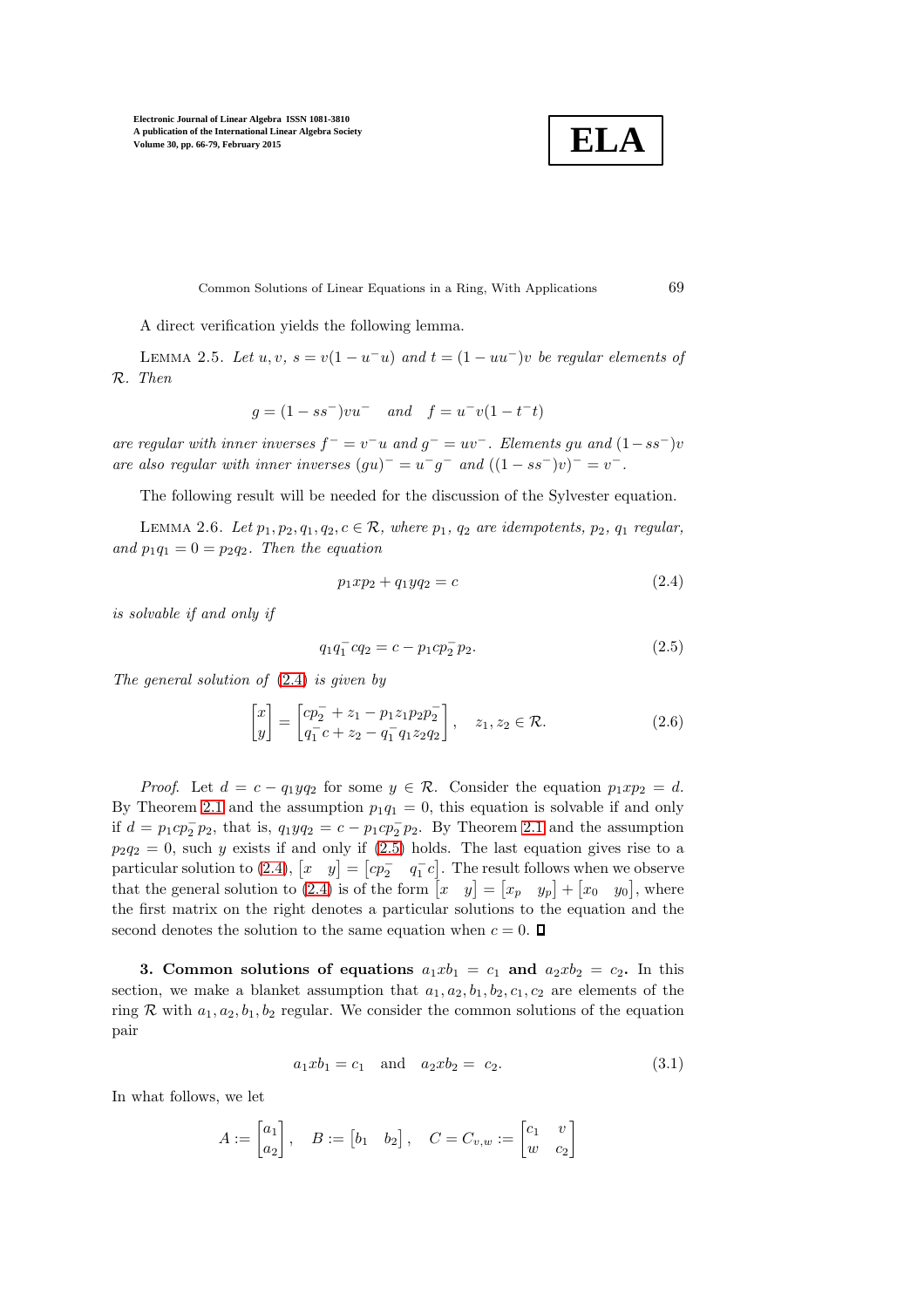A direct verification yields the following lemma.

Lemma 2.5. *Let $u, v$, $s = v(1 - u^- u)$ and $t = (1 - uu^-)v$ be regular elements of $\mathcal{R}$. Then*

$$g = (1 - ss^-)vu^- \quad \text{and} \quad f = u^- v(1 - t^- t)$$

*are regular with inner inverses $f^- = v^- u$ and $g^- = uv^-$. Elements $gu$ and $(1 - ss^-)v$ are also regular with inner inverses $(gu)^- = u^- g^-$ and $((1 - ss^-)v)^- = v^-$.*

The following result will be needed for the discussion of the Sylvester equation.

Lemma 2.6. *Let $p_1, p_2, q_1, q_2, c \in \mathcal{R}$, where $p_1$, $q_2$ are idempotents, $p_2$, $q_1$ regular, and $p_1 q_1 = 0 = p_2 q_2$. Then the equation*

$$p_1 x p_2 + q_1 y q_2 = c \tag{2.4}$$

*is solvable if and only if*

$$q_1 q_1^- c q_2 = c - p_1 c p_2^- p_2. \tag{2.5}$$

*The general solution of (2.4) is given by*

$$\begin{bmatrix} x \\ y \end{bmatrix} = \begin{bmatrix} cp_2^- + z_1 - p_1 z_1 p_2 p_2^- \\ q_1^- c + z_2 - q_1^- q_1 z_2 q_2 \end{bmatrix}, \quad z_1, z_2 \in \mathcal{R}. \tag{2.6}$$

*Proof.* Let $d = c - q_1 y q_2$ for some $y \in \mathcal{R}$. Consider the equation $p_1 x p_2 = d$. By Theorem 2.1 and the assumption $p_1 q_1 = 0$, this equation is solvable if and only if $d = p_1 c p_2^- p_2$, that is, $q_1 y q_2 = c - p_1 c p_2^- p_2$. By Theorem 2.1 and the assumption $p_2 q_2 = 0$, such $y$ exists if and only if (2.5) holds. The last equation gives rise to a particular solution to (2.4), $\begin{bmatrix} x & y \end{bmatrix} = \begin{bmatrix} cp_2^- & q_1^- c \end{bmatrix}$. The result follows when we observe that the general solution to (2.4) is of the form $\begin{bmatrix} x & y \end{bmatrix} = \begin{bmatrix} x_p & y_p \end{bmatrix} + \begin{bmatrix} x_0 & y_0 \end{bmatrix}$, where the first matrix on the right denotes a particular solutions to the equation and the second denotes the solution to the same equation when $c = 0$. ∎

**3. Common solutions of equations $a_1 x b_1 = c_1$ and $a_2 x b_2 = c_2$.** In this section, we make a blanket assumption that $a_1, a_2, b_1, b_2, c_1, c_2$ are elements of the ring $\mathcal{R}$ with $a_1, a_2, b_1, b_2$ regular. We consider the common solutions of the equation pair

$$a_1 x b_1 = c_1 \quad \text{and} \quad a_2 x b_2 = c_2. \tag{3.1}$$

In what follows, we let

$$A := \begin{bmatrix} a_1 \\ a_2 \end{bmatrix}, \quad B := \begin{bmatrix} b_1 & b_2 \end{bmatrix}, \quad C = C_{v,w} := \begin{bmatrix} c_1 & v \\ w & c_2 \end{bmatrix}$$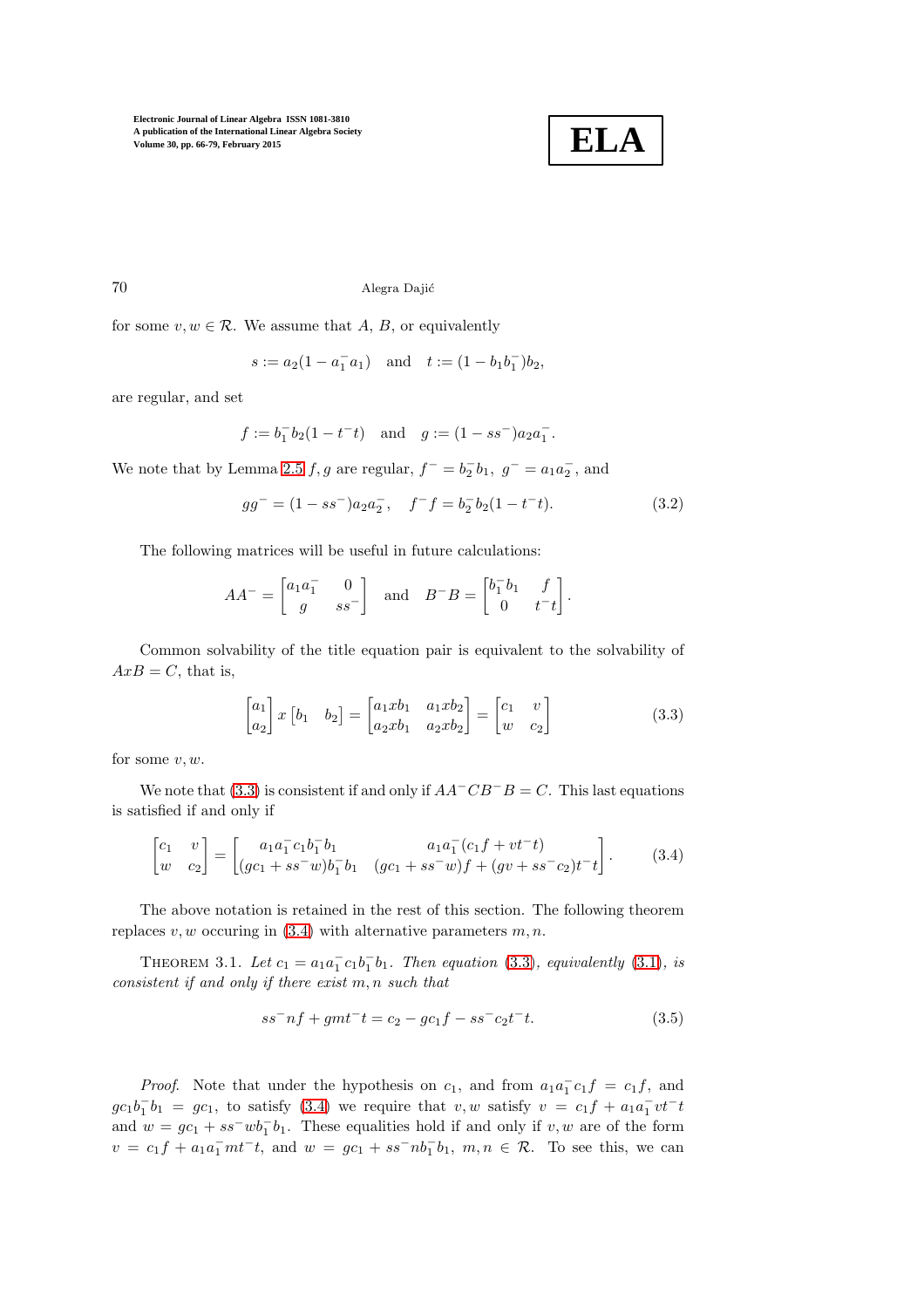for some $v, w \in \mathcal{R}$. We assume that $A$, $B$, or equivalently

$$s := a_2(1 - a_1^- a_1) \quad \text{and} \quad t := (1 - b_1 b_1^-) b_2,$$

are regular, and set

$$f := b_1^- b_2 (1 - t^- t) \quad \text{and} \quad g := (1 - ss^-) a_2 a_1^-.$$

We note that by Lemma 2.5 $f, g$ are regular, $f^- = b_2^- b_1$, $g^- = a_1 a_2^-$, and

$$gg^- = (1 - ss^-) a_2 a_2^-, \quad f^- f = b_2^- b_2 (1 - t^- t). \tag{3.2}$$

The following matrices will be useful in future calculations:

$$AA^- = \begin{bmatrix} a_1 a_1^- & 0 \\ g & ss^- \end{bmatrix} \quad \text{and} \quad B^- B = \begin{bmatrix} b_1^- b_1 & f \\ 0 & t^- t \end{bmatrix}.$$

Common solvability of the title equation pair is equivalent to the solvability of $AxB = C$, that is,

$$\begin{bmatrix} a_1 \\ a_2 \end{bmatrix} x \begin{bmatrix} b_1 & b_2 \end{bmatrix} = \begin{bmatrix} a_1 x b_1 & a_1 x b_2 \\ a_2 x b_1 & a_2 x b_2 \end{bmatrix} = \begin{bmatrix} c_1 & v \\ w & c_2 \end{bmatrix} \tag{3.3}$$

for some $v, w$.

We note that (3.3) is consistent if and only if $AA^- CB^- B = C$. This last equations is satisfied if and only if

$$\begin{bmatrix} c_1 & v \\ w & c_2 \end{bmatrix} = \begin{bmatrix} a_1 a_1^- c_1 b_1^- b_1 & a_1 a_1^- (c_1 f + v t^- t) \\ (g c_1 + ss^- w) b_1^- b_1 & (g c_1 + ss^- w) f + (g v + ss^- c_2) t^- t \end{bmatrix}. \tag{3.4}$$

The above notation is retained in the rest of this section. The following theorem replaces $v, w$ occuring in (3.4) with alternative parameters $m, n$.

**Theorem 3.1.** *Let $c_1 = a_1 a_1^- c_1 b_1^- b_1$. Then equation (3.3), equivalently (3.1), is consistent if and only if there exist $m, n$ such that*

$$ss^- n f + g m t^- t = c_2 - g c_1 f - ss^- c_2 t^- t. \tag{3.5}$$

*Proof.* Note that under the hypothesis on $c_1$, and from $a_1 a_1^- c_1 f = c_1 f$, and $g c_1 b_1^- b_1 = g c_1$, to satisfy (3.4) we require that $v, w$ satisfy $v = c_1 f + a_1 a_1^- v t^- t$ and $w = g c_1 + ss^- w b_1^- b_1$. These equalities hold if and only if $v, w$ are of the form $v = c_1 f + a_1 a_1^- m t^- t$, and $w = g c_1 + ss^- n b_1^- b_1$, $m, n \in \mathcal{R}$. To see this, we can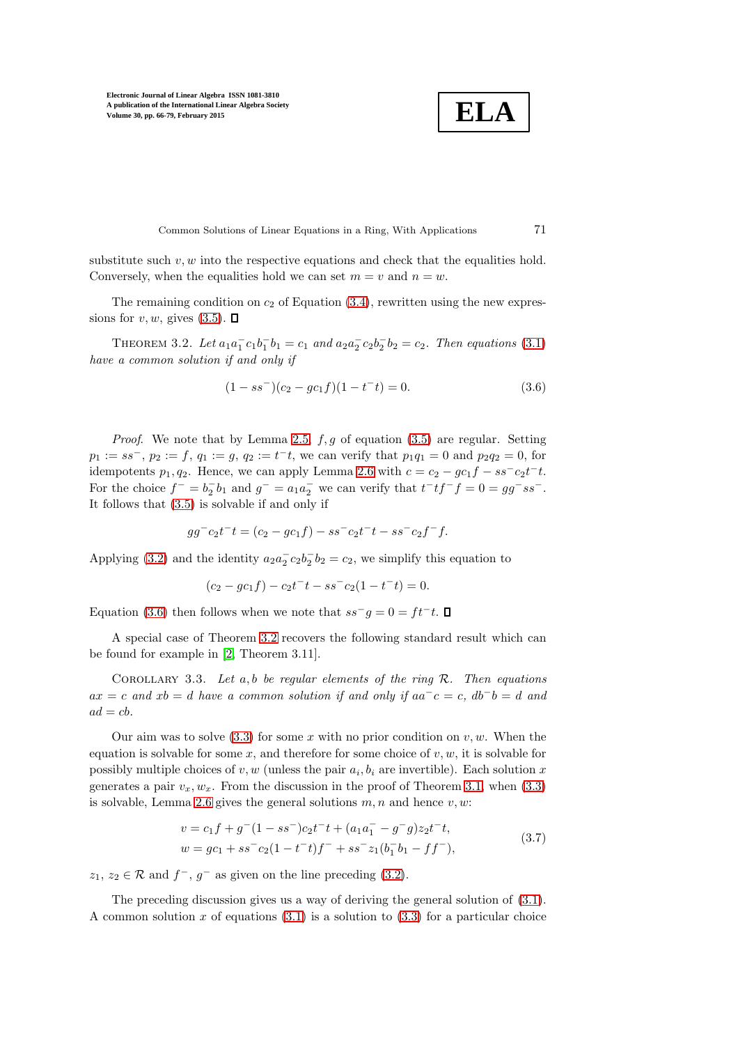substitute such $v, w$ into the respective equations and check that the equalities hold. Conversely, when the equalities hold we can set $m = v$ and $n = w$.

The remaining condition on $c_2$ of Equation (3.4), rewritten using the new expressions for $v, w$, gives (3.5). □

THEOREM 3.2. *Let $a_1a_1^-c_1b_1^-b_1 = c_1$ and $a_2a_2^-c_2b_2^-b_2 = c_2$. Then equations (3.1) have a common solution if and only if*

$$(1 - ss^-)(c_2 - gc_1f)(1 - t^-t) = 0. \tag{3.6}$$

*Proof.* We note that by Lemma 2.5, $f, g$ of equation (3.5) are regular. Setting $p_1 := ss^-$, $p_2 := f$, $q_1 := g$, $q_2 := t^-t$, we can verify that $p_1q_1 = 0$ and $p_2q_2 = 0$, for idempotents $p_1, q_2$. Hence, we can apply Lemma 2.6 with $c = c_2 - gc_1f - ss^-c_2t^-t$. For the choice $f^- = b_2^-b_1$ and $g^- = a_1a_2^-$ we can verify that $t^-tf^-f = 0 = gg^-ss^-$. It follows that (3.5) is solvable if and only if

$$gg^-c_2t^-t = (c_2 - gc_1f) - ss^-c_2t^-t - ss^-c_2f^-f.$$

Applying (3.2) and the identity $a_2a_2^-c_2b_2^-b_2 = c_2$, we simplify this equation to

$$(c_2 - gc_1f) - c_2t^-t - ss^-c_2(1 - t^-t) = 0.$$

Equation (3.6) then follows when we note that $ss^-g = 0 = ft^-t$. □

A special case of Theorem 3.2 recovers the following standard result which can be found for example in [2, Theorem 3.11].

COROLLARY 3.3. *Let $a, b$ be regular elements of the ring $\mathcal{R}$. Then equations $ax = c$ and $xb = d$ have a common solution if and only if $aa^-c = c$, $db^-b = d$ and $ad = cb$.*

Our aim was to solve (3.3) for some $x$ with no prior condition on $v, w$. When the equation is solvable for some $x$, and therefore for some choice of $v, w$, it is solvable for possibly multiple choices of $v, w$ (unless the pair $a_i, b_i$ are invertible). Each solution $x$ generates a pair $v_x, w_x$. From the discussion in the proof of Theorem 3.1, when (3.3) is solvable, Lemma 2.6 gives the general solutions $m, n$ and hence $v, w$:

$$\begin{aligned} v &= c_1f + g^-(1 - ss^-)c_2t^-t + (a_1a_1^- - g^-g)z_2t^-t, \\ w &= gc_1 + ss^-c_2(1 - t^-t)f^- + ss^-z_1(b_1^-b_1 - ff^-), \end{aligned} \tag{3.7}$$

$z_1$, $z_2 \in \mathcal{R}$ and $f^-$, $g^-$ as given on the line preceding (3.2).

The preceding discussion gives us a way of deriving the general solution of (3.1). A common solution $x$ of equations (3.1) is a solution to (3.3) for a particular choice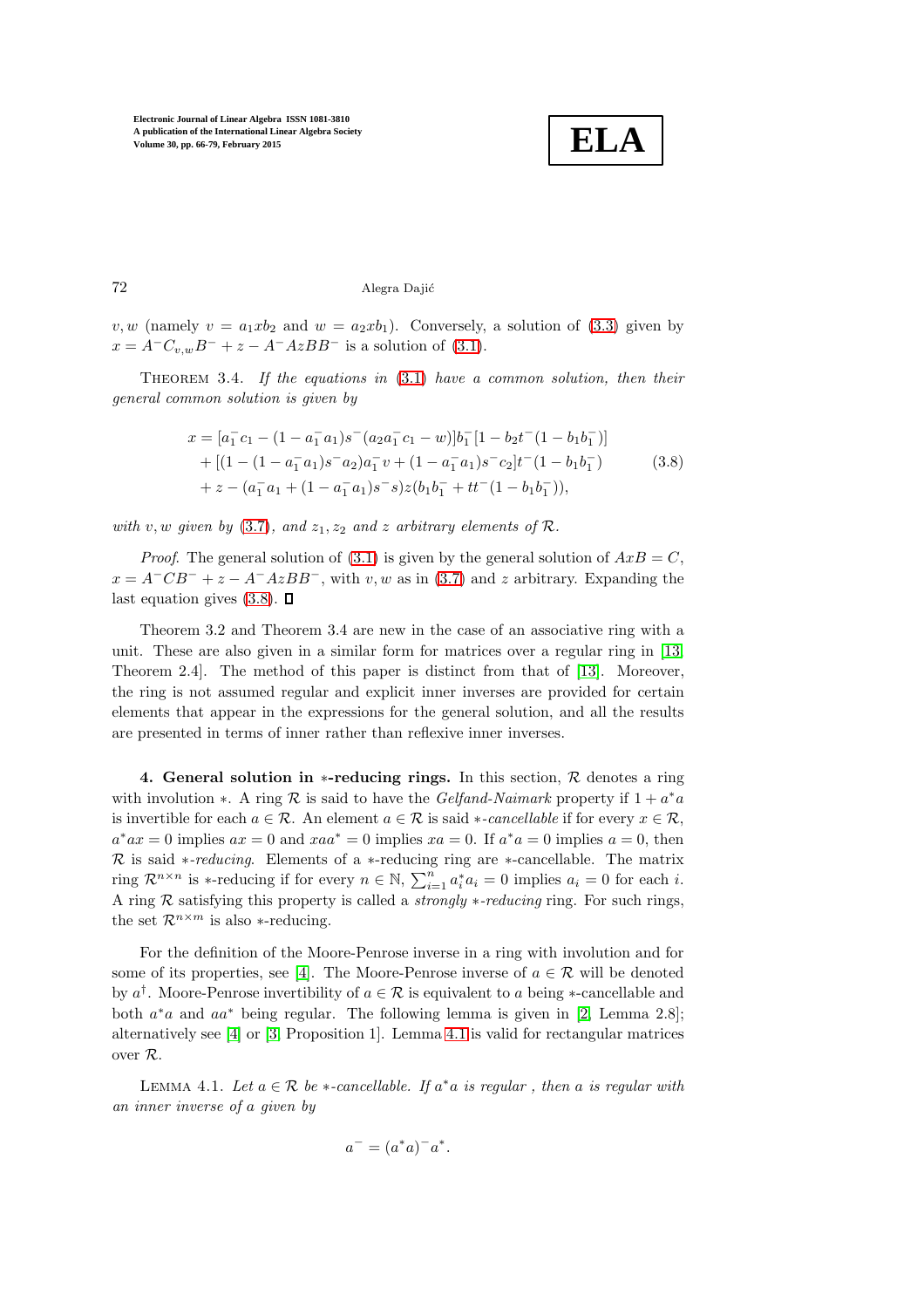$v, w$ (namely $v = a_1xb_2$ and $w = a_2xb_1$). Conversely, a solution of (3.3) given by $x = A^-C_{v,w}B^- + z - A^-AzBB^-$ is a solution of (3.1).

THEOREM 3.4. *If the equations in (3.1) have a common solution, then their general common solution is given by*

$$
\begin{aligned}
x = & [a_1^- c_1 - (1 - a_1^- a_1)s^-(a_2 a_1^- c_1 - w)]b_1^-[1 - b_2 t^-(1 - b_1 b_1^-)] \\
& + [(1 - (1 - a_1^- a_1)s^- a_2)a_1^- v + (1 - a_1^- a_1)s^- c_2]t^-(1 - b_1 b_1^-) \\
& + z - (a_1^- a_1 + (1 - a_1^- a_1)s^- s)z(b_1 b_1^- + tt^-(1 - b_1 b_1^-)),
\end{aligned}
\tag{3.8}
$$

*with $v, w$ given by (3.7), and $z_1, z_2$ and $z$ arbitrary elements of $\mathcal{R}$.*

*Proof.* The general solution of (3.1) is given by the general solution of $AxB = C$, $x = A^-CB^- + z - A^-AzBB^-$, with $v, w$ as in (3.7) and $z$ arbitrary. Expanding the last equation gives (3.8). ∎

Theorem 3.2 and Theorem 3.4 are new in the case of an associative ring with a unit. These are also given in a similar form for matrices over a regular ring in [13, Theorem 2.4]. The method of this paper is distinct from that of [13]. Moreover, the ring is not assumed regular and explicit inner inverses are provided for certain elements that appear in the expressions for the general solution, and all the results are presented in terms of inner rather than reflexive inner inverses.

**4. General solution in $*$-reducing rings.** In this section, $\mathcal{R}$ denotes a ring with involution $*$. A ring $\mathcal{R}$ is said to have the *Gelfand-Naimark* property if $1 + a^*a$ is invertible for each $a \in \mathcal{R}$. An element $a \in \mathcal{R}$ is said $*$-*cancellable* if for every $x \in \mathcal{R}$, $a^*ax = 0$ implies $ax = 0$ and $xaa^* = 0$ implies $xa = 0$. If $a^*a = 0$ implies $a = 0$, then $\mathcal{R}$ is said $*$-*reducing*. Elements of a $*$-reducing ring are $*$-cancellable. The matrix ring $\mathcal{R}^{n\times n}$ is $*$-reducing if for every $n \in \mathbb{N}$, $\sum_{i=1}^{n} a_i^* a_i = 0$ implies $a_i = 0$ for each $i$. A ring $\mathcal{R}$ satisfying this property is called a *strongly $*$-reducing* ring. For such rings, the set $\mathcal{R}^{n\times m}$ is also $*$-reducing.

For the definition of the Moore-Penrose inverse in a ring with involution and for some of its properties, see [4]. The Moore-Penrose inverse of $a \in \mathcal{R}$ will be denoted by $a^\dagger$. Moore-Penrose invertibility of $a \in \mathcal{R}$ is equivalent to $a$ being $*$-cancellable and both $a^*a$ and $aa^*$ being regular. The following lemma is given in [2, Lemma 2.8]; alternatively see [4] or [3, Proposition 1]. Lemma 4.1 is valid for rectangular matrices over $\mathcal{R}$.

LEMMA 4.1. *Let $a \in \mathcal{R}$ be $*$-cancellable. If $a^*a$ is regular , then $a$ is regular with an inner inverse of $a$ given by*

$$a^- = (a^*a)^- a^*.$$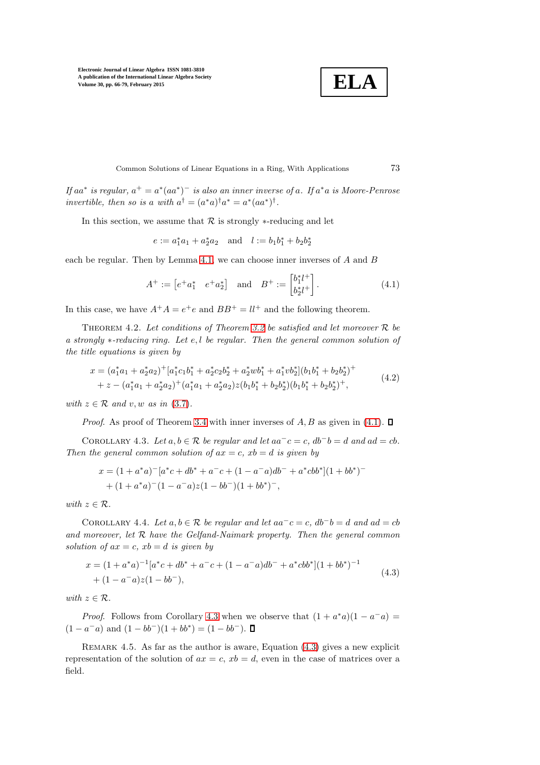*If $aa^*$ is regular, $a^+ = a^*(aa^*)^-$ is also an inner inverse of $a$. If $a^*a$ is Moore-Penrose invertible, then so is $a$ with $a^\dagger = (a^*a)^\dagger a^* = a^*(aa^*)^\dagger$.*

In this section, we assume that $\mathcal{R}$ is strongly $*$-reducing and let

$$e := a_1^* a_1 + a_2^* a_2 \quad \text{and} \quad l := b_1 b_1^* + b_2 b_2^*$$

each be regular. Then by Lemma 4.1, we can choose inner inverses of $A$ and $B$

$$A^+ := \begin{bmatrix} e^+ a_1^* & e^+ a_2^* \end{bmatrix} \quad \text{and} \quad B^+ := \begin{bmatrix} b_1^* l^+ \\ b_2^* l^+ \end{bmatrix}. \tag{4.1}$$

In this case, we have $A^+A = e^+e$ and $BB^+ = ll^+$ and the following theorem.

Theorem 4.2. *Let conditions of Theorem 3.2 be satisfied and let moreover $\mathcal{R}$ be a strongly $*$-reducing ring. Let $e, l$ be regular. Then the general common solution of the title equations is given by*

$$\begin{aligned} x &= (a_1^* a_1 + a_2^* a_2)^+ [a_1^* c_1 b_1^* + a_2^* c_2 b_2^* + a_2^* w b_1^* + a_1^* v b_2^*](b_1 b_1^* + b_2 b_2^*)^+ \\ &\quad + z - (a_1^* a_1 + a_2^* a_2)^+ (a_1^* a_1 + a_2^* a_2) z (b_1 b_1^* + b_2 b_2^*)(b_1 b_1^* + b_2 b_2^*)^+, \end{aligned} \tag{4.2}$$

*with $z \in \mathcal{R}$ and $v, w$ as in (3.7).*

*Proof.* As proof of Theorem 3.4 with inner inverses of $A, B$ as given in (4.1). ∎

Corollary 4.3. *Let $a, b \in \mathcal{R}$ be regular and let $aa^-c = c$, $db^-b = d$ and $ad = cb$. Then the general common solution of $ax = c$, $xb = d$ is given by*

$$\begin{aligned} x &= (1 + a^*a)^- [a^*c + db^* + a^-c + (1 - a^-a)db^- + a^*cbb^*](1 + bb^*)^- \\ &\quad + (1 + a^*a)^-(1 - a^-a)z(1 - bb^-)(1 + bb^*)^-, \end{aligned}$$

*with $z \in \mathcal{R}$.*

Corollary 4.4. *Let $a, b \in \mathcal{R}$ be regular and let $aa^-c = c$, $db^-b = d$ and $ad = cb$ and moreover, let $\mathcal{R}$ have the Gelfand-Naimark property. Then the general common solution of $ax = c$, $xb = d$ is given by*

$$\begin{aligned} x &= (1 + a^*a)^{-1} [a^*c + db^* + a^-c + (1 - a^-a)db^- + a^*cbb^*](1 + bb^*)^{-1} \\ &\quad + (1 - a^-a)z(1 - bb^-), \end{aligned} \tag{4.3}$$

*with $z \in \mathcal{R}$.*

*Proof.* Follows from Corollary 4.3 when we observe that $(1 + a^*a)(1 - a^-a) = (1 - a^-a)$ and $(1 - bb^-)(1 + bb^*) = (1 - bb^-)$. ∎

Remark 4.5. As far as the author is aware, Equation (4.3) gives a new explicit representation of the solution of $ax = c$, $xb = d$, even in the case of matrices over a field.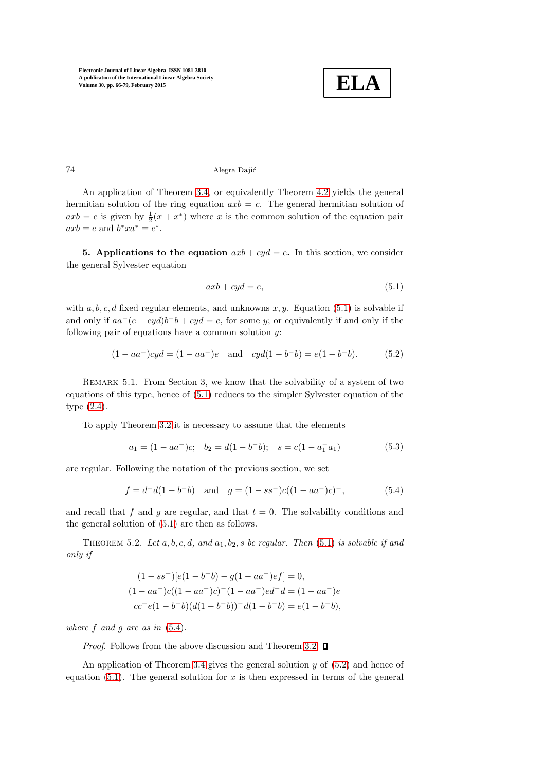An application of Theorem 3.4, or equivalently Theorem 4.2 yields the general hermitian solution of the ring equation $axb = c$. The general hermitian solution of $axb = c$ is given by $\frac{1}{2}(x + x^*)$ where $x$ is the common solution of the equation pair $axb = c$ and $b^*xa^* = c^*$.

**5. Applications to the equation $axb + cyd = e$.** In this section, we consider the general Sylvester equation

$$axb + cyd = e, \tag{5.1}$$

with $a, b, c, d$ fixed regular elements, and unknowns $x, y$. Equation (5.1) is solvable if and only if $aa^-(e - cyd)b^-b + cyd = e$, for some $y$; or equivalently if and only if the following pair of equations have a common solution $y$:

$$(1 - aa^-)cyd = (1 - aa^-)e \quad \text{and} \quad cyd(1 - b^-b) = e(1 - b^-b). \tag{5.2}$$

Remark 5.1. From Section 3, we know that the solvability of a system of two equations of this type, hence of (5.1) reduces to the simpler Sylvester equation of the type (2.4).

To apply Theorem 3.2 it is necessary to assume that the elements

$$a_1 = (1 - aa^-)c; \quad b_2 = d(1 - b^-b); \quad s = c(1 - a_1^- a_1) \tag{5.3}$$

are regular. Following the notation of the previous section, we set

$$f = d^-d(1 - b^-b) \quad \text{and} \quad g = (1 - ss^-)c((1 - aa^-)c)^-, \tag{5.4}$$

and recall that $f$ and $g$ are regular, and that $t = 0$. The solvability conditions and the general solution of (5.1) are then as follows.

Theorem 5.2. *Let $a, b, c, d$, and $a_1, b_2, s$ be regular. Then (5.1) is solvable if and only if*

$$\begin{aligned}
(1 - ss^-)[e(1 - b^-b) - g(1 - aa^-)ef] &= 0, \\
(1 - aa^-)c((1 - aa^-)c)^-(1 - aa^-)ed^-d &= (1 - aa^-)e \\
cc^-e(1 - b^-b)(d(1 - b^-b))^-d(1 - b^-b) &= e(1 - b^-b),
\end{aligned}$$

*where $f$ and $g$ are as in (5.4).*

*Proof.* Follows from the above discussion and Theorem 3.2. $\square$

An application of Theorem 3.4 gives the general solution $y$ of (5.2) and hence of equation (5.1). The general solution for $x$ is then expressed in terms of the general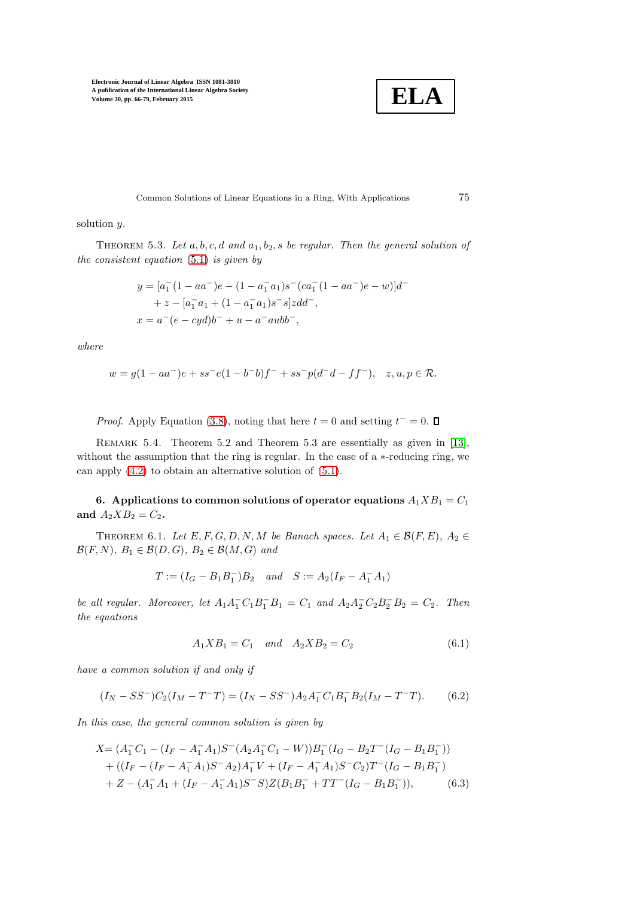solution $y$.

THEOREM 5.3. *Let $a, b, c, d$ and $a_1, b_2, s$ be regular. Then the general solution of the consistent equation (5.1) is given by*

$$
\begin{aligned}
y &= [a_1^-(1 - aa^-)e - (1 - a_1^- a_1)s^-(ca_1^-(1 - aa^-)e - w)]d^- \\
&\quad + z - [a_1^- a_1 + (1 - a_1^- a_1)s^- s]zdd^-, \\
x &= a^-(e - cyd)b^- + u - a^- aubb^-,
\end{aligned}
$$

*where*

$$
w = g(1 - aa^-)e + ss^- e(1 - b^- b)f^- + ss^- p(d^- d - ff^-), \quad z, u, p \in \mathcal{R}.
$$

*Proof.* Apply Equation (3.8), noting that here $t = 0$ and setting $t^- = 0$. ◻

REMARK 5.4. Theorem 5.2 and Theorem 5.3 are essentially as given in [13], without the assumption that the ring is regular. In the case of a $*$-reducing ring, we can apply (4.2) to obtain an alternative solution of (5.1).

## 6. Applications to common solutions of operator equations $A_1XB_1 = C_1$ and $A_2XB_2 = C_2$.

THEOREM 6.1. *Let $E, F, G, D, N, M$ be Banach spaces. Let $A_1 \in \mathcal{B}(F, E)$, $A_2 \in \mathcal{B}(F, N)$, $B_1 \in \mathcal{B}(D, G)$, $B_2 \in \mathcal{B}(M, G)$ and*

$$
T := (I_G - B_1 B_1^-)B_2 \quad \text{and} \quad S := A_2(I_F - A_1^- A_1)
$$

*be all regular. Moreover, let $A_1 A_1^- C_1 B_1^- B_1 = C_1$ and $A_2 A_2^- C_2 B_2^- B_2 = C_2$. Then the equations*

$$
A_1 X B_1 = C_1 \quad \text{and} \quad A_2 X B_2 = C_2 \tag{6.1}
$$

*have a common solution if and only if*

$$
(I_N - SS^-)C_2(I_M - T^- T) = (I_N - SS^-)A_2 A_1^- C_1 B_1^- B_2(I_M - T^- T). \tag{6.2}
$$

*In this case, the general common solution is given by*

$$
\begin{aligned}
X =& (A_1^- C_1 - (I_F - A_1^- A_1)S^-(A_2 A_1^- C_1 - W))B_1^-(I_G - B_2 T^-(I_G - B_1 B_1^-)) \\
&+ ((I_F - (I_F - A_1^- A_1)S^- A_2)A_1^- V + (I_F - A_1^- A_1)S^- C_2)T^-(I_G - B_1 B_1^-) \\
&+ Z - (A_1^- A_1 + (I_F - A_1^- A_1)S^- S)Z(B_1 B_1^- + TT^-(I_G - B_1 B_1^-)),
\end{aligned} \tag{6.3}
$$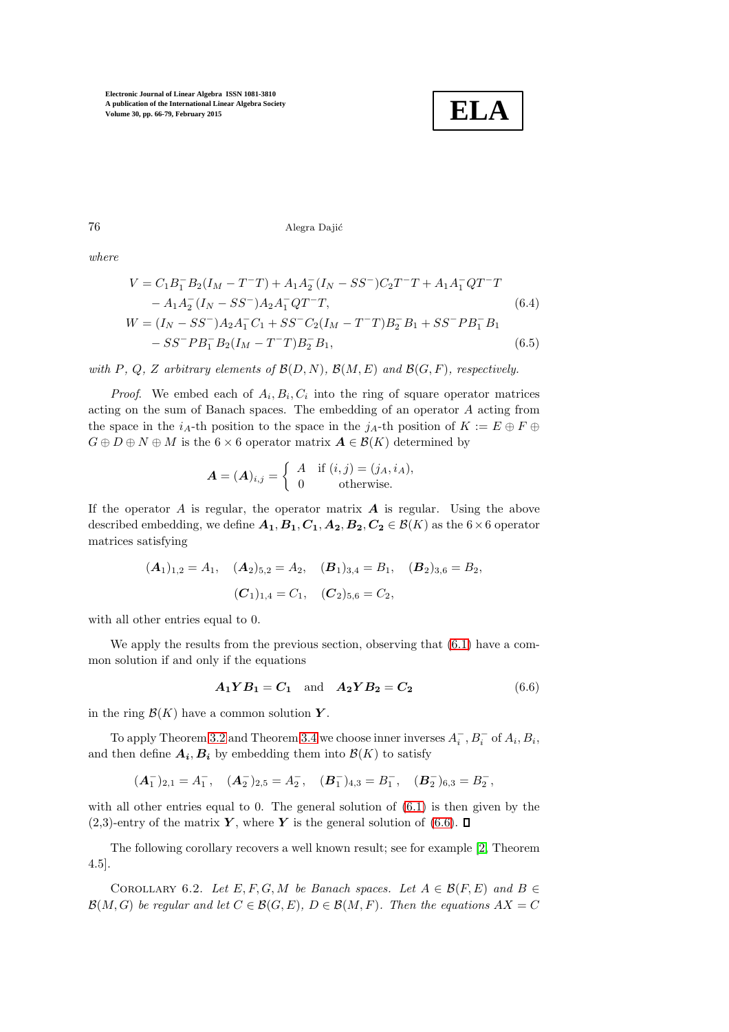*where*

$$
\begin{aligned}
V &= C_1B_1^-B_2(I_M - T^-T) + A_1A_2^-(I_N - SS^-)C_2T^-T + A_1A_1^-QT^-T \\
&\quad - A_1A_2^-(I_N - SS^-)A_2A_1^-QT^-T, \qquad (6.4)\\
W &= (I_N - SS^-)A_2A_1^-C_1 + SS^-C_2(I_M - T^-T)B_2^-B_1 + SS^-PB_1^-B_1 \\
&\quad - SS^-PB_1^-B_2(I_M - T^-T)B_2^-B_1, \qquad (6.5)
\end{aligned}
$$

*with $P$, $Q$, $Z$ arbitrary elements of $\mathcal{B}(D,N)$, $\mathcal{B}(M,E)$ and $\mathcal{B}(G,F)$, respectively.*

*Proof*. We embed each of $A_i, B_i, C_i$ into the ring of square operator matrices acting on the sum of Banach spaces. The embedding of an operator $A$ acting from the space in the $i_A$-th position to the space in the $j_A$-th position of $K := E \oplus F \oplus G \oplus D \oplus N \oplus M$ is the $6 \times 6$ operator matrix $\boldsymbol{A} \in \mathcal{B}(K)$ determined by

$$
\boldsymbol{A} = (\boldsymbol{A})_{i,j} = \begin{cases} A & \text{if } (i,j) = (j_A, i_A), \\ 0 & \text{otherwise.} \end{cases}
$$

If the operator $A$ is regular, the operator matrix $\boldsymbol{A}$ is regular. Using the above described embedding, we define $\boldsymbol{A_1}, \boldsymbol{B_1}, \boldsymbol{C_1}, \boldsymbol{A_2}, \boldsymbol{B_2}, \boldsymbol{C_2} \in \mathcal{B}(K)$ as the $6 \times 6$ operator matrices satisfying

$$
(\boldsymbol{A}_1)_{1,2} = A_1, \quad (\boldsymbol{A}_2)_{5,2} = A_2, \quad (\boldsymbol{B}_1)_{3,4} = B_1, \quad (\boldsymbol{B}_2)_{3,6} = B_2,
$$
$$
(\boldsymbol{C}_1)_{1,4} = C_1, \quad (\boldsymbol{C}_2)_{5,6} = C_2,
$$

with all other entries equal to 0.

We apply the results from the previous section, observing that (6.1) have a common solution if and only if the equations

$$
\boldsymbol{A_1} \boldsymbol{Y} \boldsymbol{B_1} = \boldsymbol{C_1} \quad \text{and} \quad \boldsymbol{A_2} \boldsymbol{Y} \boldsymbol{B_2} = \boldsymbol{C_2} \tag{6.6}
$$

in the ring $\mathcal{B}(K)$ have a common solution $\boldsymbol{Y}$.

To apply Theorem 3.2 and Theorem 3.4 we choose inner inverses $A_i^-, B_i^-$ of $A_i, B_i$, and then define $\boldsymbol{A_i}, \boldsymbol{B_i}$ by embedding them into $\mathcal{B}(K)$ to satisfy

$$
(\boldsymbol{A}_1^-)_{2,1} = A_1^-, \quad (\boldsymbol{A}_2^-)_{2,5} = A_2^-, \quad (\boldsymbol{B}_1^-)_{4,3} = B_1^-, \quad (\boldsymbol{B}_2^-)_{6,3} = B_2^-,
$$

with all other entries equal to 0. The general solution of (6.1) is then given by the (2,3)-entry of the matrix $\boldsymbol{Y}$, where $\boldsymbol{Y}$ is the general solution of (6.6). $\square$

The following corollary recovers a well known result; see for example [2, Theorem 4.5].

Corollary 6.2. *Let $E, F, G, M$ be Banach spaces. Let $A \in \mathcal{B}(F,E)$ and $B \in \mathcal{B}(M,G)$ be regular and let $C \in \mathcal{B}(G,E)$, $D \in \mathcal{B}(M,F)$. Then the equations $AX = C$*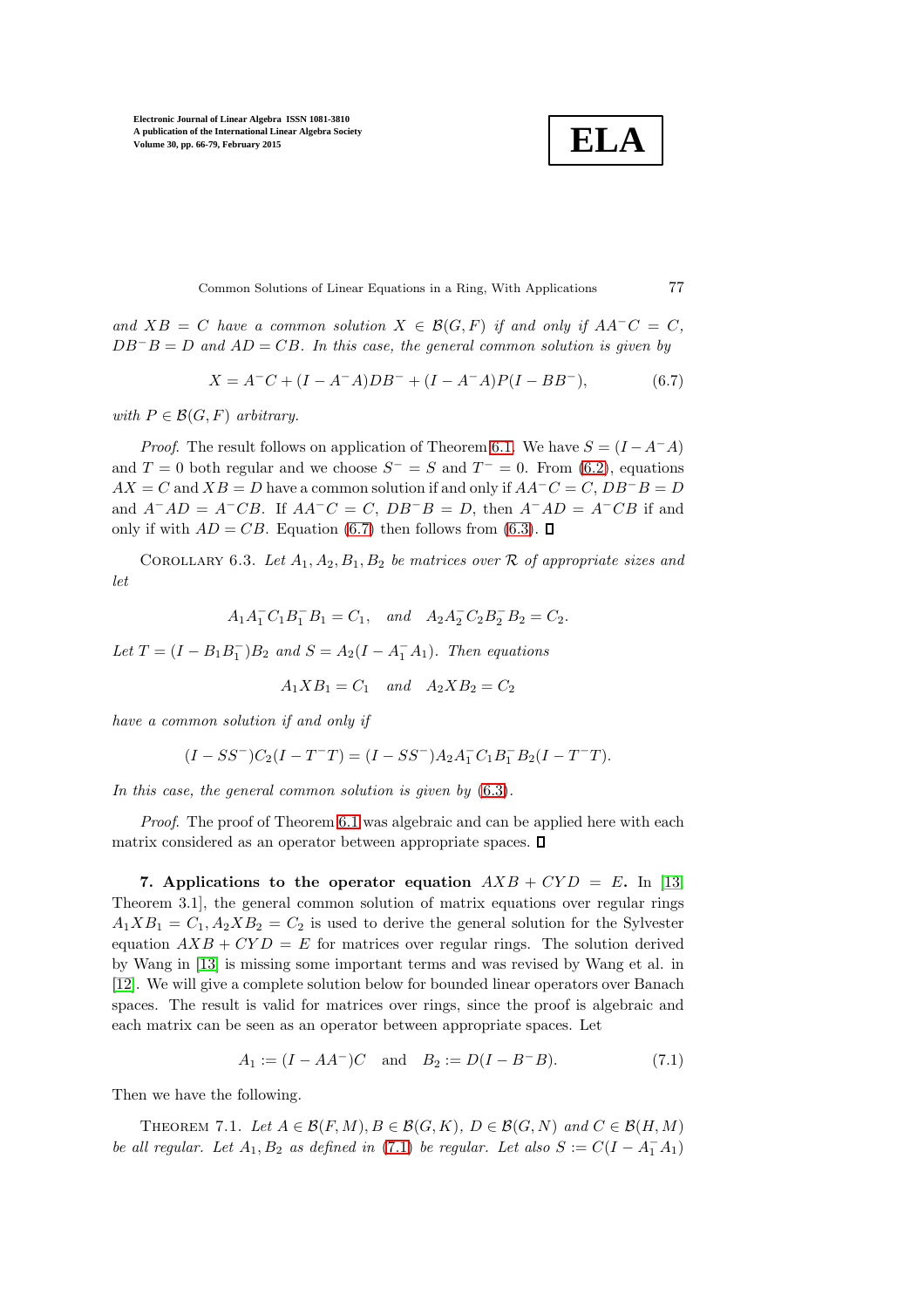*and $XB = C$ have a common solution $X \in \mathcal{B}(G,F)$ if and only if $AA^-C = C$, $DB^-B = D$ and $AD = CB$. In this case, the general common solution is given by*

$$X = A^-C + (I - A^-A)DB^- + (I - A^-A)P(I - BB^-), \tag{6.7}$$

*with $P \in \mathcal{B}(G,F)$ arbitrary.*

*Proof.* The result follows on application of Theorem 6.1. We have $S = (I - A^-A)$ and $T = 0$ both regular and we choose $S^- = S$ and $T^- = 0$. From (6.2), equations $AX = C$ and $XB = D$ have a common solution if and only if $AA^-C = C$, $DB^-B = D$ and $A^-AD = A^-CB$. If $AA^-C = C$, $DB^-B = D$, then $A^-AD = A^-CB$ if and only if with $AD = CB$. Equation (6.7) then follows from (6.3). ∎

Corollary 6.3. *Let $A_1, A_2, B_1, B_2$ be matrices over $\mathcal{R}$ of appropriate sizes and let*

$$A_1A_1^-C_1B_1^-B_1 = C_1, \quad \textit{and} \quad A_2A_2^-C_2B_2^-B_2 = C_2.$$

*Let $T = (I - B_1B_1^-)B_2$ and $S = A_2(I - A_1^-A_1)$. Then equations*

$$A_1XB_1 = C_1 \quad \textit{and} \quad A_2XB_2 = C_2$$

*have a common solution if and only if*

$$(I - SS^-)C_2(I - T^-T) = (I - SS^-)A_2A_1^-C_1B_1^-B_2(I - T^-T).$$

*In this case, the general common solution is given by (6.3).*

*Proof.* The proof of Theorem 6.1 was algebraic and can be applied here with each matrix considered as an operator between appropriate spaces. ∎

**7. Applications to the operator equation $AXB + CYD = E$.** In [13, Theorem 3.1], the general common solution of matrix equations over regular rings $A_1XB_1 = C_1, A_2XB_2 = C_2$ is used to derive the general solution for the Sylvester equation $AXB + CYD = E$ for matrices over regular rings. The solution derived by Wang in [13] is missing some important terms and was revised by Wang et al. in [12]. We will give a complete solution below for bounded linear operators over Banach spaces. The result is valid for matrices over rings, since the proof is algebraic and each matrix can be seen as an operator between appropriate spaces. Let

$$A_1 := (I - AA^-)C \quad \text{and} \quad B_2 := D(I - B^-B). \tag{7.1}$$

Then we have the following.

Theorem 7.1. *Let $A \in \mathcal{B}(F,M), B \in \mathcal{B}(G,K)$, $D \in \mathcal{B}(G,N)$ and $C \in \mathcal{B}(H,M)$ be all regular. Let $A_1, B_2$ as defined in (7.1) be regular. Let also $S := C(I - A_1^-A_1)$*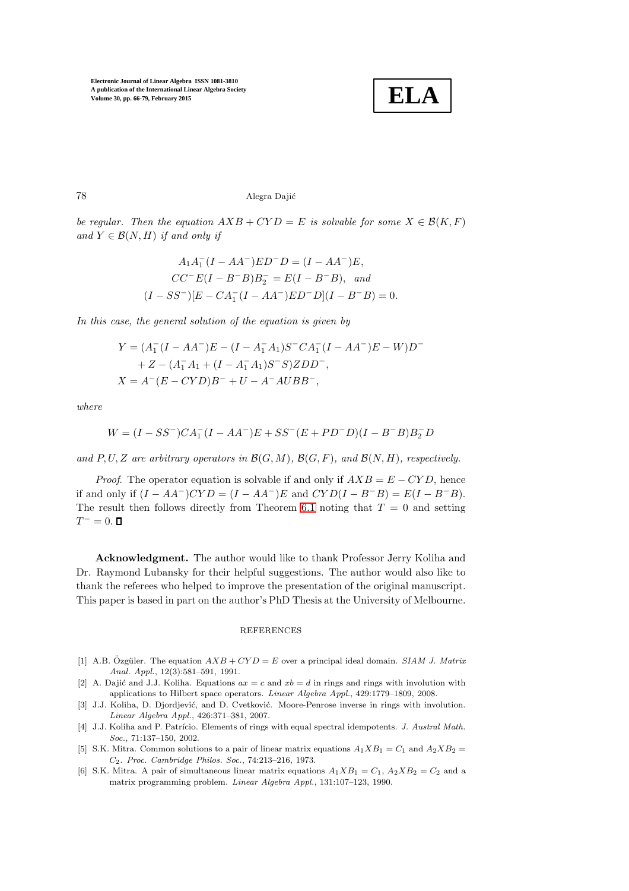*be regular. Then the equation $AXB + CYD = E$ is solvable for some $X \in \mathcal{B}(K, F)$ and $Y \in \mathcal{B}(N, H)$ if and only if*

$$
\begin{gathered}
A_1 A_1^-(I - AA^-)ED^-D = (I - AA^-)E, \\
CC^-E(I - B^-B)B_2^- = E(I - B^-B), \quad \textit{and} \\
(I - SS^-)[E - CA_1^-(I - AA^-)ED^-D](I - B^-B) = 0.
\end{gathered}
$$

*In this case, the general solution of the equation is given by*

$$
\begin{aligned}
Y &= (A_1^-(I - AA^-)E - (I - A_1^-A_1)S^-CA_1^-(I - AA^-)E - W)D^- \\
&\quad + Z - (A_1^-A_1 + (I - A_1^-A_1)S^-S)ZDD^-, \\
X &= A^-(E - CYD)B^- + U - A^-AUBB^-,
\end{aligned}
$$

*where*

$$
W = (I - SS^-)CA_1^-(I - AA^-)E + SS^-(E + PD^-D)(I - B^-B)B_2^-D
$$

*and $P, U, Z$ are arbitrary operators in $\mathcal{B}(G, M)$, $\mathcal{B}(G, F)$, and $\mathcal{B}(N, H)$, respectively.*

*Proof*. The operator equation is solvable if and only if $AXB = E - CYD$, hence if and only if $(I - AA^-)CYD = (I - AA^-)E$ and $CYD(I - B^-B) = E(I - B^-B)$. The result then follows directly from Theorem 6.1 noting that $T = 0$ and setting $T^- = 0$. ∎

**Acknowledgment.** The author would like to thank Professor Jerry Koliha and Dr. Raymond Lubansky for their helpful suggestions. The author would also like to thank the referees who helped to improve the presentation of the original manuscript. This paper is based in part on the author's PhD Thesis at the University of Melbourne.

## REFERENCES

[1] A.B. Özgüler. The equation $AXB + CYD = E$ over a principal ideal domain. *SIAM J. Matrix Anal. Appl.*, 12(3):581–591, 1991.

[2] A. Dajić and J.J. Koliha. Equations $ax = c$ and $xb = d$ in rings and rings with involution with applications to Hilbert space operators. *Linear Algebra Appl.*, 429:1779–1809, 2008.

[3] J.J. Koliha, D. Djordjević, and D. Cvetković. Moore-Penrose inverse in rings with involution. *Linear Algebra Appl.*, 426:371–381, 2007.

[4] J.J. Koliha and P. Patrício. Elements of rings with equal spectral idempotents. *J. Austral Math. Soc.*, 71:137–150, 2002.

[5] S.K. Mitra. Common solutions to a pair of linear matrix equations $A_1XB_1 = C_1$ and $A_2XB_2 = C_2$. *Proc. Cambridge Philos. Soc.*, 74:213–216, 1973.

[6] S.K. Mitra. A pair of simultaneous linear matrix equations $A_1XB_1 = C_1$, $A_2XB_2 = C_2$ and a matrix programming problem. *Linear Algebra Appl.*, 131:107–123, 1990.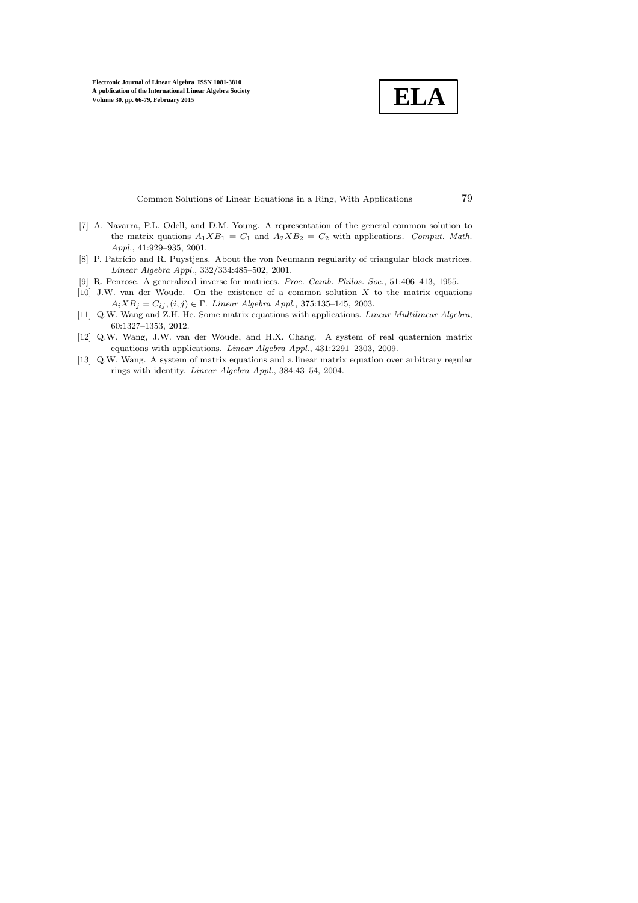[7] A. Navarra, P.L. Odell, and D.M. Young. A representation of the general common solution to the matrix quations $A_1XB_1 = C_1$ and $A_2XB_2 = C_2$ with applications. *Comput. Math. Appl.*, 41:929–935, 2001.

[8] P. Patrício and R. Puystjens. About the von Neumann regularity of triangular block matrices. *Linear Algebra Appl.*, 332/334:485–502, 2001.

[9] R. Penrose. A generalized inverse for matrices. *Proc. Camb. Philos. Soc.*, 51:406–413, 1955.

[10] J.W. van der Woude. On the existence of a common solution $X$ to the matrix equations $A_iXB_j = C_{ij}, (i,j) \in \Gamma$. *Linear Algebra Appl.*, 375:135–145, 2003.

[11] Q.W. Wang and Z.H. He. Some matrix equations with applications. *Linear Multilinear Algebra*, 60:1327–1353, 2012.

[12] Q.W. Wang, J.W. van der Woude, and H.X. Chang. A system of real quaternion matrix equations with applications. *Linear Algebra Appl.*, 431:2291–2303, 2009.

[13] Q.W. Wang. A system of matrix equations and a linear matrix equation over arbitrary regular rings with identity. *Linear Algebra Appl.*, 384:43–54, 2004.